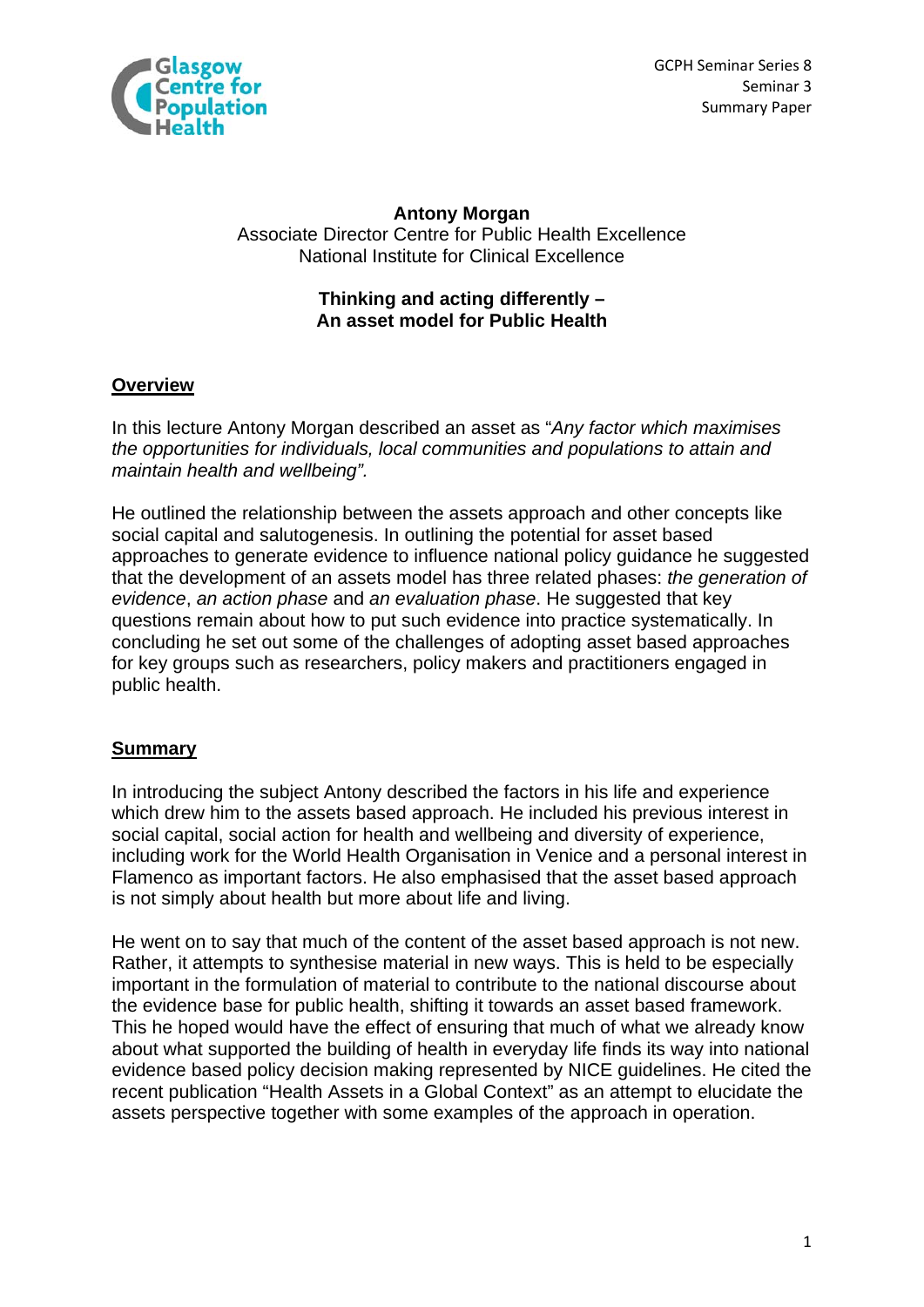GCPH Seminar Series 8
Seminar 3
Summary Paper

**Antony Morgan**
Associate Director Centre for Public Health Excellence
National Institute for Clinical Excellence

# Thinking and acting differently – An asset model for Public Health

## Overview

In this lecture Antony Morgan described an asset as "*Any factor which maximises the opportunities for individuals, local communities and populations to attain and maintain health and wellbeing".*

He outlined the relationship between the assets approach and other concepts like social capital and salutogenesis. In outlining the potential for asset based approaches to generate evidence to influence national policy guidance he suggested that the development of an assets model has three related phases: *the generation of evidence*, *an action phase* and *an evaluation phase*. He suggested that key questions remain about how to put such evidence into practice systematically. In concluding he set out some of the challenges of adopting asset based approaches for key groups such as researchers, policy makers and practitioners engaged in public health.

## Summary

In introducing the subject Antony described the factors in his life and experience which drew him to the assets based approach. He included his previous interest in social capital, social action for health and wellbeing and diversity of experience, including work for the World Health Organisation in Venice and a personal interest in Flamenco as important factors. He also emphasised that the asset based approach is not simply about health but more about life and living.

He went on to say that much of the content of the asset based approach is not new. Rather, it attempts to synthesise material in new ways. This is held to be especially important in the formulation of material to contribute to the national discourse about the evidence base for public health, shifting it towards an asset based framework. This he hoped would have the effect of ensuring that much of what we already know about what supported the building of health in everyday life finds its way into national evidence based policy decision making represented by NICE guidelines. He cited the recent publication "Health Assets in a Global Context" as an attempt to elucidate the assets perspective together with some examples of the approach in operation.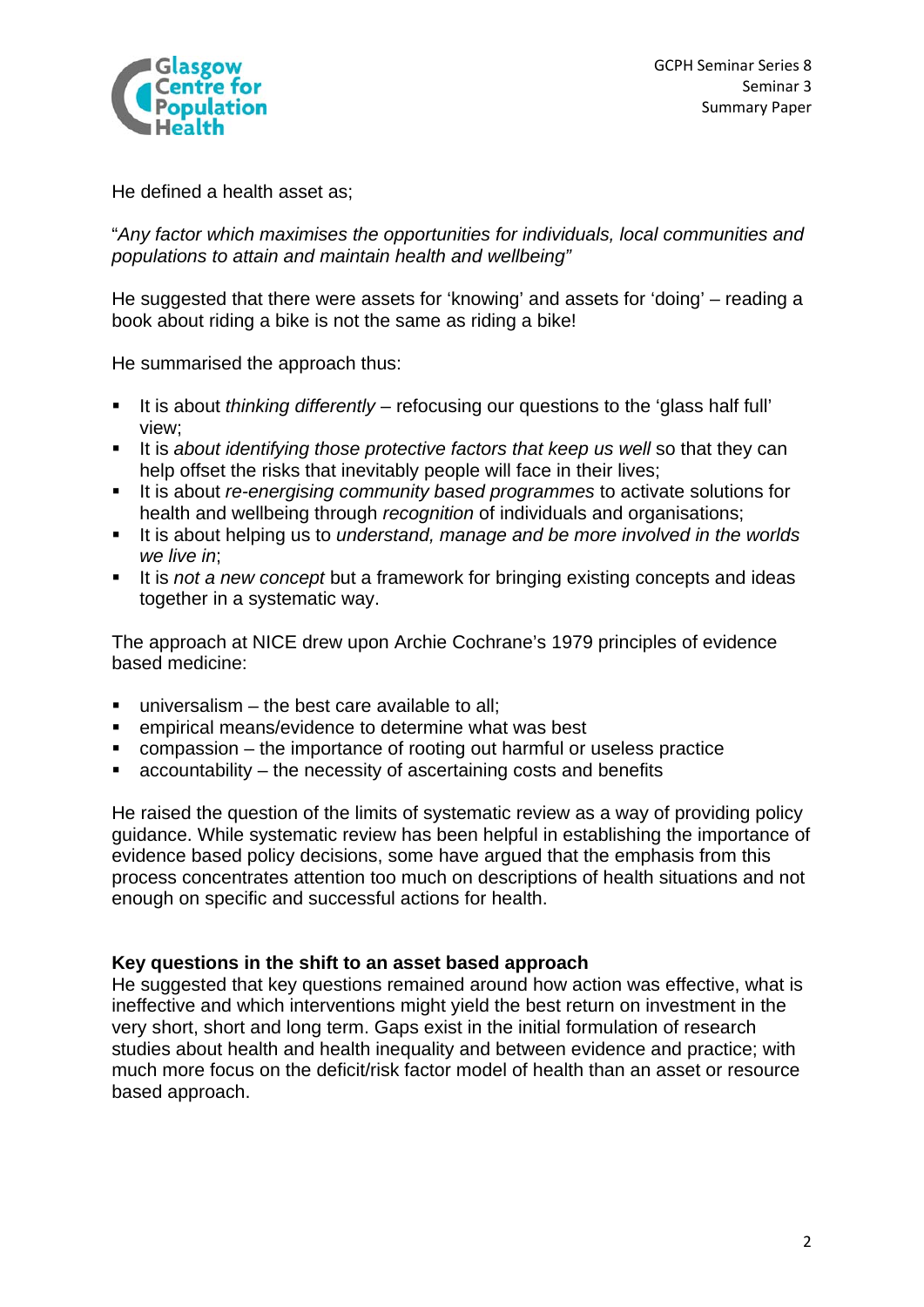He defined a health asset as;

"*Any factor which maximises the opportunities for individuals, local communities and populations to attain and maintain health and wellbeing"*

He suggested that there were assets for 'knowing' and assets for 'doing' – reading a book about riding a bike is not the same as riding a bike!

He summarised the approach thus:

- It is about *thinking differently* – refocusing our questions to the 'glass half full' view;
- It is *about identifying those protective factors that keep us well* so that they can help offset the risks that inevitably people will face in their lives;
- It is about *re-energising community based programmes* to activate solutions for health and wellbeing through *recognition* of individuals and organisations;
- It is about helping us to *understand, manage and be more involved in the worlds we live in*;
- It is *not a new concept* but a framework for bringing existing concepts and ideas together in a systematic way.

The approach at NICE drew upon Archie Cochrane's 1979 principles of evidence based medicine:

- universalism – the best care available to all;
- empirical means/evidence to determine what was best
- compassion – the importance of rooting out harmful or useless practice
- accountability – the necessity of ascertaining costs and benefits

He raised the question of the limits of systematic review as a way of providing policy guidance. While systematic review has been helpful in establishing the importance of evidence based policy decisions, some have argued that the emphasis from this process concentrates attention too much on descriptions of health situations and not enough on specific and successful actions for health.

**Key questions in the shift to an asset based approach**

He suggested that key questions remained around how action was effective, what is ineffective and which interventions might yield the best return on investment in the very short, short and long term. Gaps exist in the initial formulation of research studies about health and health inequality and between evidence and practice; with much more focus on the deficit/risk factor model of health than an asset or resource based approach.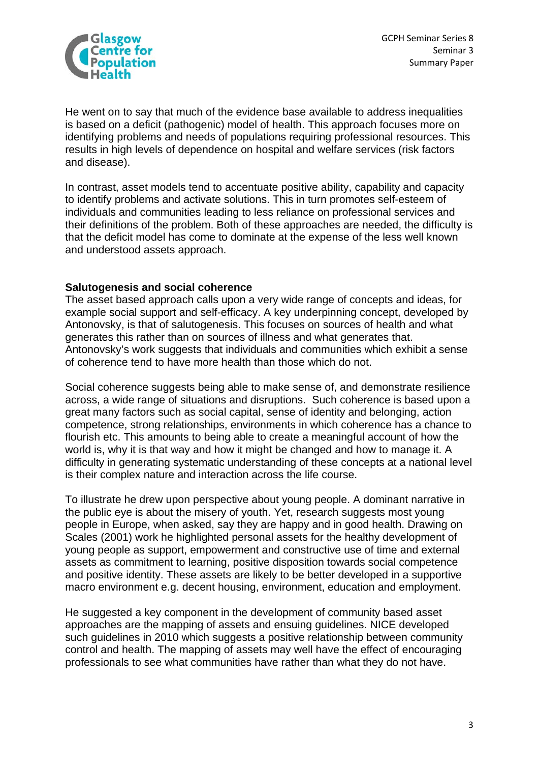He went on to say that much of the evidence base available to address inequalities is based on a deficit (pathogenic) model of health. This approach focuses more on identifying problems and needs of populations requiring professional resources. This results in high levels of dependence on hospital and welfare services (risk factors and disease).

In contrast, asset models tend to accentuate positive ability, capability and capacity to identify problems and activate solutions. This in turn promotes self-esteem of individuals and communities leading to less reliance on professional services and their definitions of the problem. Both of these approaches are needed, the difficulty is that the deficit model has come to dominate at the expense of the less well known and understood assets approach.

**Salutogenesis and social coherence**

The asset based approach calls upon a very wide range of concepts and ideas, for example social support and self-efficacy. A key underpinning concept, developed by Antonovsky, is that of salutogenesis. This focuses on sources of health and what generates this rather than on sources of illness and what generates that. Antonovsky's work suggests that individuals and communities which exhibit a sense of coherence tend to have more health than those which do not.

Social coherence suggests being able to make sense of, and demonstrate resilience across, a wide range of situations and disruptions. Such coherence is based upon a great many factors such as social capital, sense of identity and belonging, action competence, strong relationships, environments in which coherence has a chance to flourish etc. This amounts to being able to create a meaningful account of how the world is, why it is that way and how it might be changed and how to manage it. A difficulty in generating systematic understanding of these concepts at a national level is their complex nature and interaction across the life course.

To illustrate he drew upon perspective about young people. A dominant narrative in the public eye is about the misery of youth. Yet, research suggests most young people in Europe, when asked, say they are happy and in good health. Drawing on Scales (2001) work he highlighted personal assets for the healthy development of young people as support, empowerment and constructive use of time and external assets as commitment to learning, positive disposition towards social competence and positive identity. These assets are likely to be better developed in a supportive macro environment e.g. decent housing, environment, education and employment.

He suggested a key component in the development of community based asset approaches are the mapping of assets and ensuing guidelines. NICE developed such guidelines in 2010 which suggests a positive relationship between community control and health. The mapping of assets may well have the effect of encouraging professionals to see what communities have rather than what they do not have.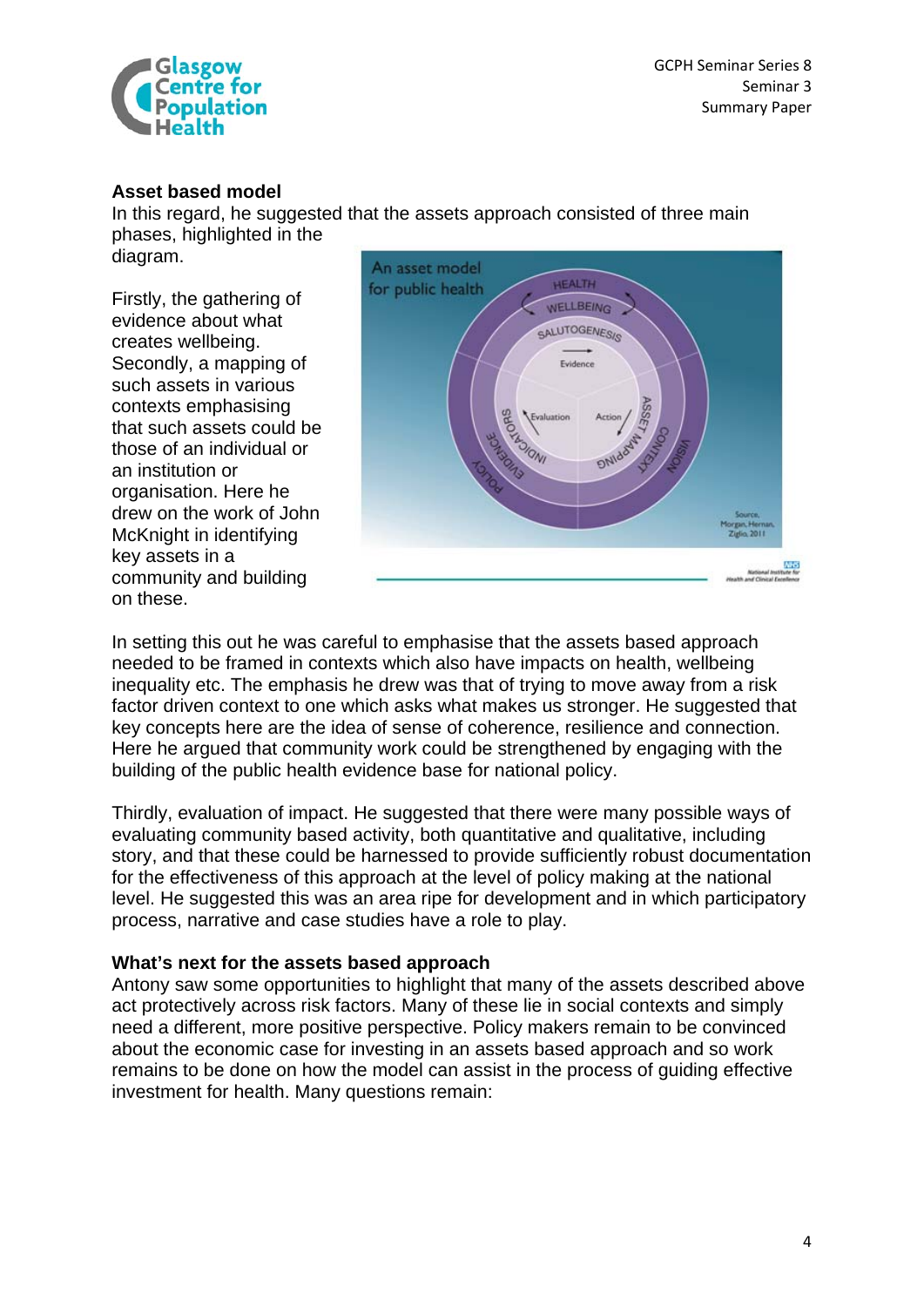### Asset based model

In this regard, he suggested that the assets approach consisted of three main phases, highlighted in the diagram.

Firstly, the gathering of evidence about what creates wellbeing. Secondly, a mapping of such assets in various contexts emphasising that such assets could be those of an individual or an institution or organisation. Here he drew on the work of John McKnight in identifying key assets in a community and building on these.

In setting this out he was careful to emphasise that the assets based approach needed to be framed in contexts which also have impacts on health, wellbeing inequality etc. The emphasis he drew was that of trying to move away from a risk factor driven context to one which asks what makes us stronger. He suggested that key concepts here are the idea of sense of coherence, resilience and connection. Here he argued that community work could be strengthened by engaging with the building of the public health evidence base for national policy.

Thirdly, evaluation of impact. He suggested that there were many possible ways of evaluating community based activity, both quantitative and qualitative, including story, and that these could be harnessed to provide sufficiently robust documentation for the effectiveness of this approach at the level of policy making at the national level. He suggested this was an area ripe for development and in which participatory process, narrative and case studies have a role to play.

### What's next for the assets based approach

Antony saw some opportunities to highlight that many of the assets described above act protectively across risk factors. Many of these lie in social contexts and simply need a different, more positive perspective. Policy makers remain to be convinced about the economic case for investing in an assets based approach and so work remains to be done on how the model can assist in the process of guiding effective investment for health. Many questions remain: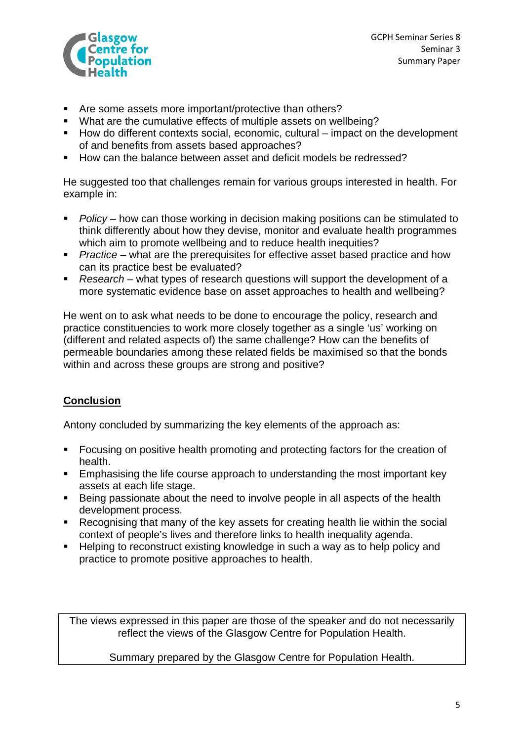- Are some assets more important/protective than others?
- What are the cumulative effects of multiple assets on wellbeing?
- How do different contexts social, economic, cultural – impact on the development of and benefits from assets based approaches?
- How can the balance between asset and deficit models be redressed?

He suggested too that challenges remain for various groups interested in health. For example in:

- *Policy* – how can those working in decision making positions can be stimulated to think differently about how they devise, monitor and evaluate health programmes which aim to promote wellbeing and to reduce health inequities?
- *Practice* – what are the prerequisites for effective asset based practice and how can its practice best be evaluated?
- *Research* – what types of research questions will support the development of a more systematic evidence base on asset approaches to health and wellbeing?

He went on to ask what needs to be done to encourage the policy, research and practice constituencies to work more closely together as a single 'us' working on (different and related aspects of) the same challenge? How can the benefits of permeable boundaries among these related fields be maximised so that the bonds within and across these groups are strong and positive?

## Conclusion

Antony concluded by summarizing the key elements of the approach as:

- Focusing on positive health promoting and protecting factors for the creation of health.
- Emphasising the life course approach to understanding the most important key assets at each life stage.
- Being passionate about the need to involve people in all aspects of the health development process.
- Recognising that many of the key assets for creating health lie within the social context of people's lives and therefore links to health inequality agenda.
- Helping to reconstruct existing knowledge in such a way as to help policy and practice to promote positive approaches to health.

The views expressed in this paper are those of the speaker and do not necessarily reflect the views of the Glasgow Centre for Population Health.

Summary prepared by the Glasgow Centre for Population Health.